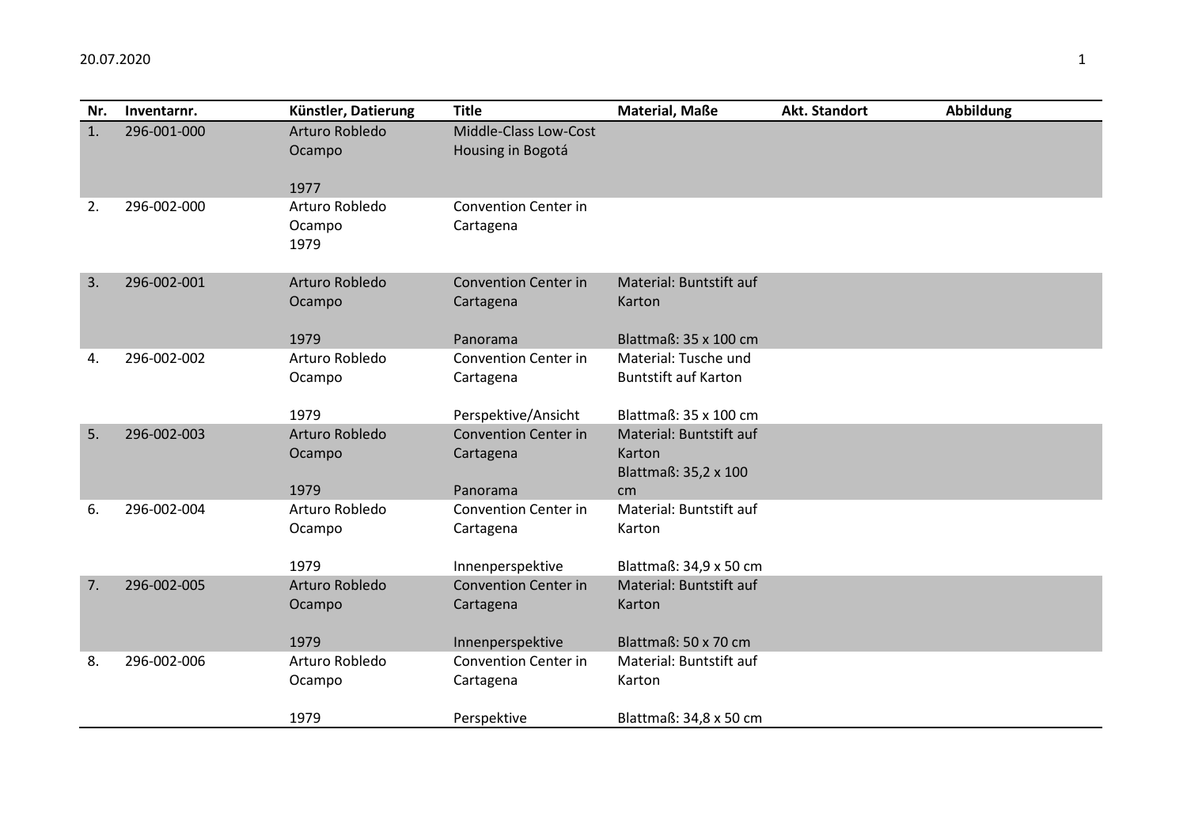| Nr. | Inventarnr. | Künstler, Datierung | Title | Material, Maße | Akt. Standort | Abbildung |
|---|---|---|---|---|---|---|
| 1. | 296-001-000 | Arturo Robledo Ocampo<br><br>1977 | Middle-Class Low-Cost Housing in Bogotá | | | |
| 2. | 296-002-000 | Arturo Robledo Ocampo<br>1979 | Convention Center in Cartagena | | | |
| 3. | 296-002-001 | Arturo Robledo Ocampo<br><br>1979 | Convention Center in Cartagena<br><br>Panorama | Material: Buntstift auf Karton<br><br>Blattmaß: 35 x 100 cm | | |
| 4. | 296-002-002 | Arturo Robledo Ocampo<br><br>1979 | Convention Center in Cartagena<br><br>Perspektive/Ansicht | Material: Tusche und Buntstift auf Karton<br><br>Blattmaß: 35 x 100 cm | | |
| 5. | 296-002-003 | Arturo Robledo Ocampo<br><br>1979 | Convention Center in Cartagena<br><br>Panorama | Material: Buntstift auf Karton<br>Blattmaß: 35,2 x 100 cm | | |
| 6. | 296-002-004 | Arturo Robledo Ocampo<br><br>1979 | Convention Center in Cartagena<br><br>Innenperspektive | Material: Buntstift auf Karton<br><br>Blattmaß: 34,9 x 50 cm | | |
| 7. | 296-002-005 | Arturo Robledo Ocampo<br><br>1979 | Convention Center in Cartagena<br><br>Innenperspektive | Material: Buntstift auf Karton<br><br>Blattmaß: 50 x 70 cm | | |
| 8. | 296-002-006 | Arturo Robledo Ocampo<br><br>1979 | Convention Center in Cartagena<br><br>Perspektive | Material: Buntstift auf Karton<br><br>Blattmaß: 34,8 x 50 cm | | |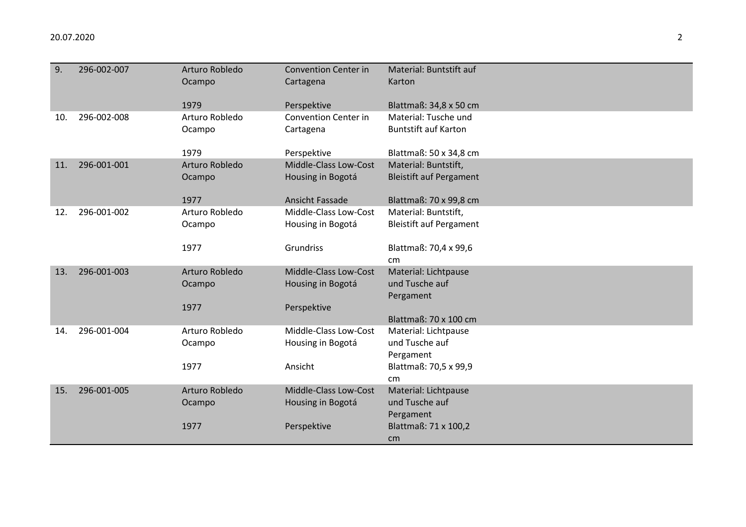| | | | | |
|---|---|---|---|---|
| 9. | 296-002-007 | Arturo Robledo Ocampo<br><br>1979 | Convention Center in Cartagena<br><br>Perspektive | Material: Buntstift auf Karton<br><br>Blattmaß: 34,8 x 50 cm |
| 10. | 296-002-008 | Arturo Robledo Ocampo<br><br>1979 | Convention Center in Cartagena<br><br>Perspektive | Material: Tusche und Buntstift auf Karton<br><br>Blattmaß: 50 x 34,8 cm |
| 11. | 296-001-001 | Arturo Robledo Ocampo<br><br>1977 | Middle-Class Low-Cost Housing in Bogotá<br><br>Ansicht Fassade | Material: Buntstift, Bleistift auf Pergament<br><br>Blattmaß: 70 x 99,8 cm |
| 12. | 296-001-002 | Arturo Robledo Ocampo<br><br>1977 | Middle-Class Low-Cost Housing in Bogotá<br><br>Grundriss | Material: Buntstift, Bleistift auf Pergament<br><br>Blattmaß: 70,4 x 99,6 cm |
| 13. | 296-001-003 | Arturo Robledo Ocampo<br><br>1977 | Middle-Class Low-Cost Housing in Bogotá<br><br>Perspektive | Material: Lichtpause und Tusche auf Pergament<br><br>Blattmaß: 70 x 100 cm |
| 14. | 296-001-004 | Arturo Robledo Ocampo<br><br>1977 | Middle-Class Low-Cost Housing in Bogotá<br><br>Ansicht | Material: Lichtpause und Tusche auf Pergament<br>Blattmaß: 70,5 x 99,9 cm |
| 15. | 296-001-005 | Arturo Robledo Ocampo<br><br>1977 | Middle-Class Low-Cost Housing in Bogotá<br><br>Perspektive | Material: Lichtpause und Tusche auf Pergament<br>Blattmaß: 71 x 100,2 cm |